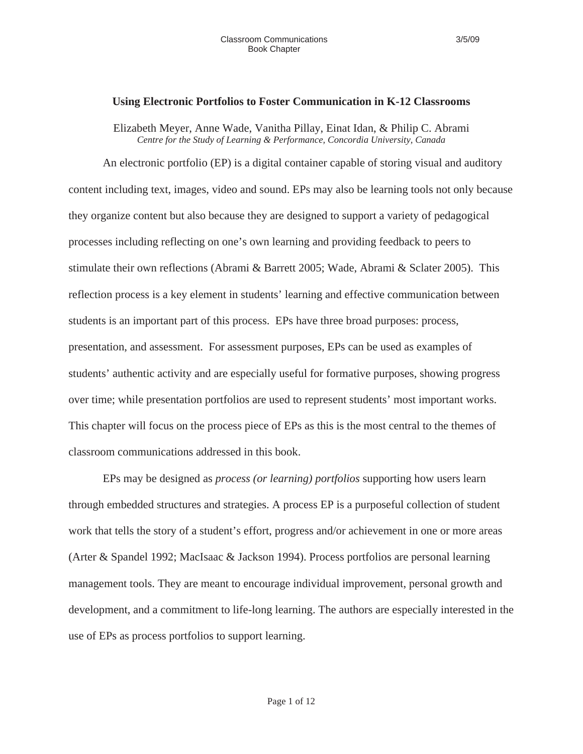# Using Electronic Portfolios to Foster Communication in K-12 Classrooms

Elizabeth Meyer, Anne Wade, Vanitha Pillay, Einat Idan, & Philip C. Abrami

*Centre for the Study of Learning & Performance, Concordia University, Canada*

An electronic portfolio (EP) is a digital container capable of storing visual and auditory content including text, images, video and sound. EPs may also be learning tools not only because they organize content but also because they are designed to support a variety of pedagogical processes including reflecting on one's own learning and providing feedback to peers to stimulate their own reflections (Abrami & Barrett 2005; Wade, Abrami & Sclater 2005). This reflection process is a key element in students' learning and effective communication between students is an important part of this process. EPs have three broad purposes: process, presentation, and assessment. For assessment purposes, EPs can be used as examples of students' authentic activity and are especially useful for formative purposes, showing progress over time; while presentation portfolios are used to represent students' most important works. This chapter will focus on the process piece of EPs as this is the most central to the themes of classroom communications addressed in this book.

EPs may be designed as *process (or learning) portfolios* supporting how users learn through embedded structures and strategies. A process EP is a purposeful collection of student work that tells the story of a student's effort, progress and/or achievement in one or more areas (Arter & Spandel 1992; MacIsaac & Jackson 1994). Process portfolios are personal learning management tools. They are meant to encourage individual improvement, personal growth and development, and a commitment to life-long learning. The authors are especially interested in the use of EPs as process portfolios to support learning.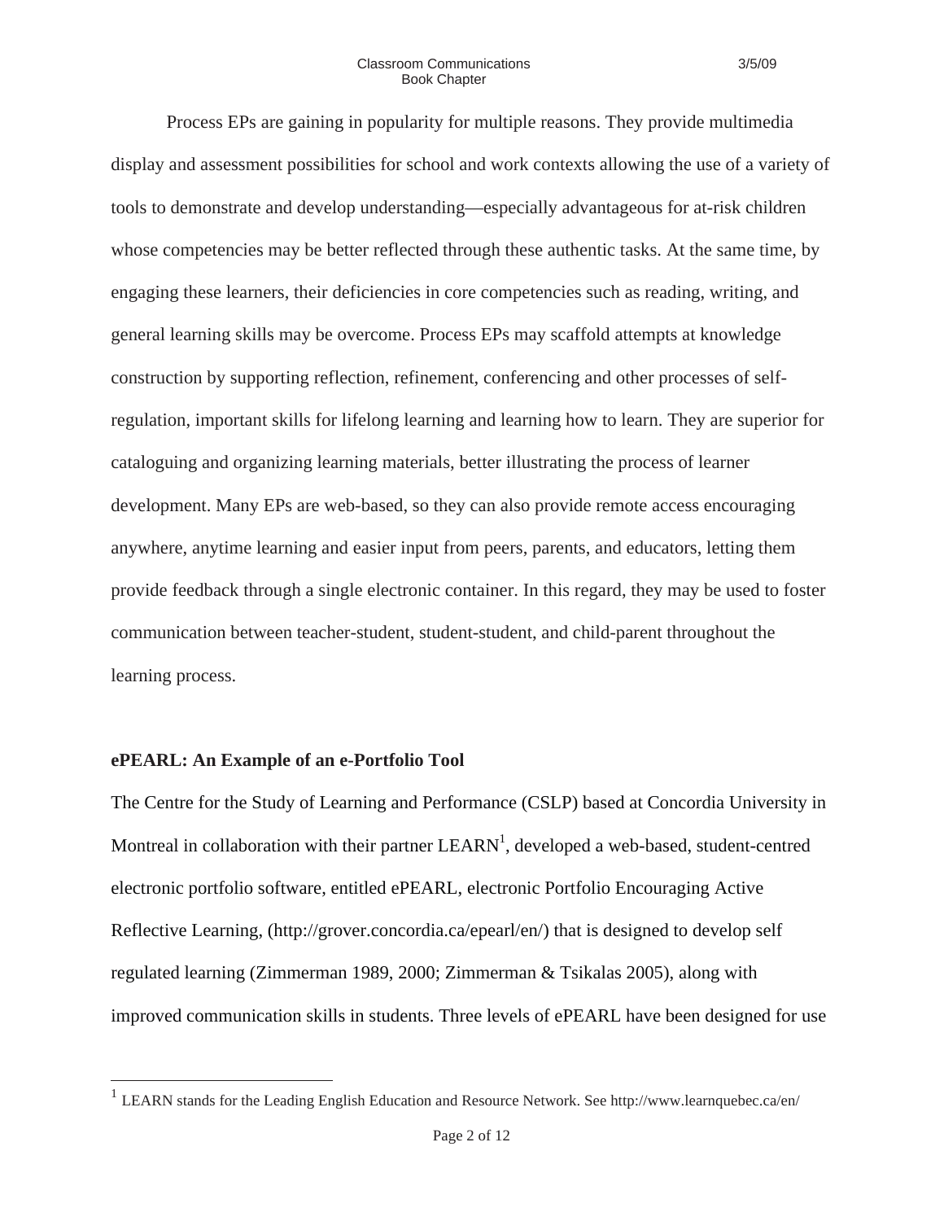Process EPs are gaining in popularity for multiple reasons. They provide multimedia display and assessment possibilities for school and work contexts allowing the use of a variety of tools to demonstrate and develop understanding—especially advantageous for at-risk children whose competencies may be better reflected through these authentic tasks. At the same time, by engaging these learners, their deficiencies in core competencies such as reading, writing, and general learning skills may be overcome. Process EPs may scaffold attempts at knowledge construction by supporting reflection, refinement, conferencing and other processes of self-regulation, important skills for lifelong learning and learning how to learn. They are superior for cataloguing and organizing learning materials, better illustrating the process of learner development. Many EPs are web-based, so they can also provide remote access encouraging anywhere, anytime learning and easier input from peers, parents, and educators, letting them provide feedback through a single electronic container. In this regard, they may be used to foster communication between teacher-student, student-student, and child-parent throughout the learning process.

**ePEARL: An Example of an e-Portfolio Tool**

The Centre for the Study of Learning and Performance (CSLP) based at Concordia University in Montreal in collaboration with their partner LEARN[1], developed a web-based, student-centred electronic portfolio software, entitled ePEARL, electronic Portfolio Encouraging Active Reflective Learning, (http://grover.concordia.ca/epearl/en/) that is designed to develop self regulated learning (Zimmerman 1989, 2000; Zimmerman & Tsikalas 2005), along with improved communication skills in students. Three levels of ePEARL have been designed for use

[1] LEARN stands for the Leading English Education and Resource Network. See http://www.learnquebec.ca/en/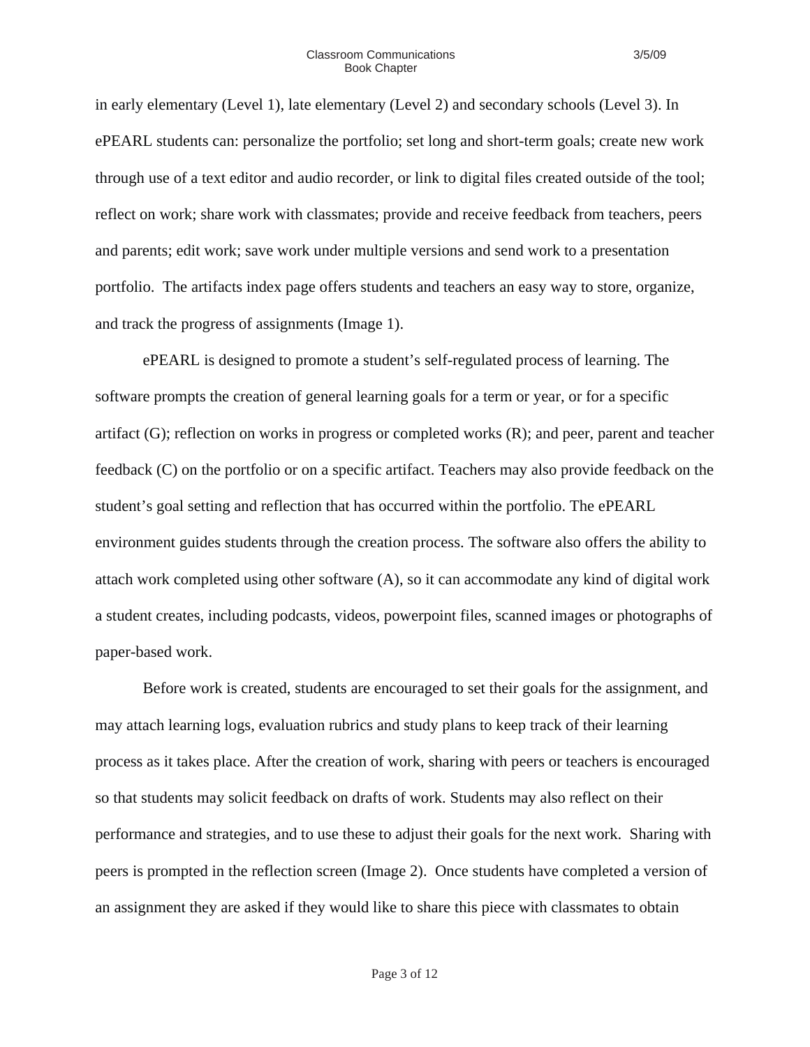in early elementary (Level 1), late elementary (Level 2) and secondary schools (Level 3). In ePEARL students can: personalize the portfolio; set long and short-term goals; create new work through use of a text editor and audio recorder, or link to digital files created outside of the tool; reflect on work; share work with classmates; provide and receive feedback from teachers, peers and parents; edit work; save work under multiple versions and send work to a presentation portfolio. The artifacts index page offers students and teachers an easy way to store, organize, and track the progress of assignments (Image 1).

ePEARL is designed to promote a student's self-regulated process of learning. The software prompts the creation of general learning goals for a term or year, or for a specific artifact (G); reflection on works in progress or completed works (R); and peer, parent and teacher feedback (C) on the portfolio or on a specific artifact. Teachers may also provide feedback on the student's goal setting and reflection that has occurred within the portfolio. The ePEARL environment guides students through the creation process. The software also offers the ability to attach work completed using other software (A), so it can accommodate any kind of digital work a student creates, including podcasts, videos, powerpoint files, scanned images or photographs of paper-based work.

Before work is created, students are encouraged to set their goals for the assignment, and may attach learning logs, evaluation rubrics and study plans to keep track of their learning process as it takes place. After the creation of work, sharing with peers or teachers is encouraged so that students may solicit feedback on drafts of work. Students may also reflect on their performance and strategies, and to use these to adjust their goals for the next work. Sharing with peers is prompted in the reflection screen (Image 2). Once students have completed a version of an assignment they are asked if they would like to share this piece with classmates to obtain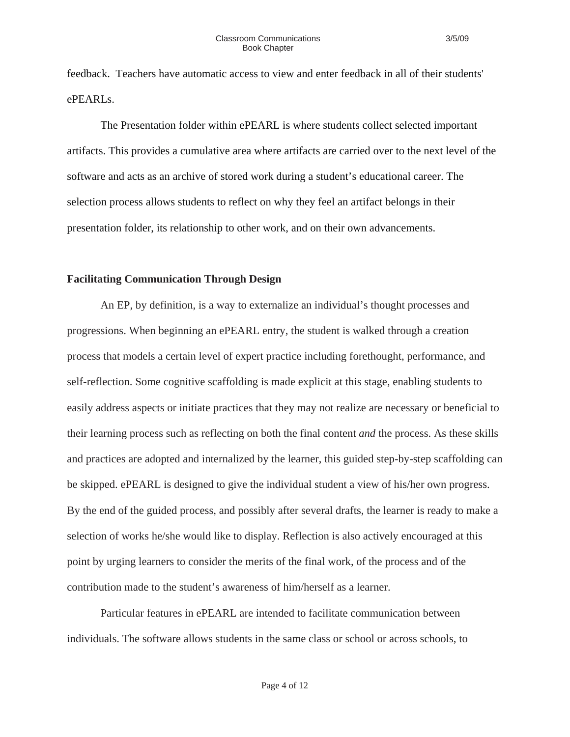feedback. Teachers have automatic access to view and enter feedback in all of their students' ePEARLs.

The Presentation folder within ePEARL is where students collect selected important artifacts. This provides a cumulative area where artifacts are carried over to the next level of the software and acts as an archive of stored work during a student's educational career. The selection process allows students to reflect on why they feel an artifact belongs in their presentation folder, its relationship to other work, and on their own advancements.

## Facilitating Communication Through Design

An EP, by definition, is a way to externalize an individual's thought processes and progressions. When beginning an ePEARL entry, the student is walked through a creation process that models a certain level of expert practice including forethought, performance, and self-reflection. Some cognitive scaffolding is made explicit at this stage, enabling students to easily address aspects or initiate practices that they may not realize are necessary or beneficial to their learning process such as reflecting on both the final content *and* the process. As these skills and practices are adopted and internalized by the learner, this guided step-by-step scaffolding can be skipped. ePEARL is designed to give the individual student a view of his/her own progress. By the end of the guided process, and possibly after several drafts, the learner is ready to make a selection of works he/she would like to display. Reflection is also actively encouraged at this point by urging learners to consider the merits of the final work, of the process and of the contribution made to the student's awareness of him/herself as a learner.

Particular features in ePEARL are intended to facilitate communication between individuals. The software allows students in the same class or school or across schools, to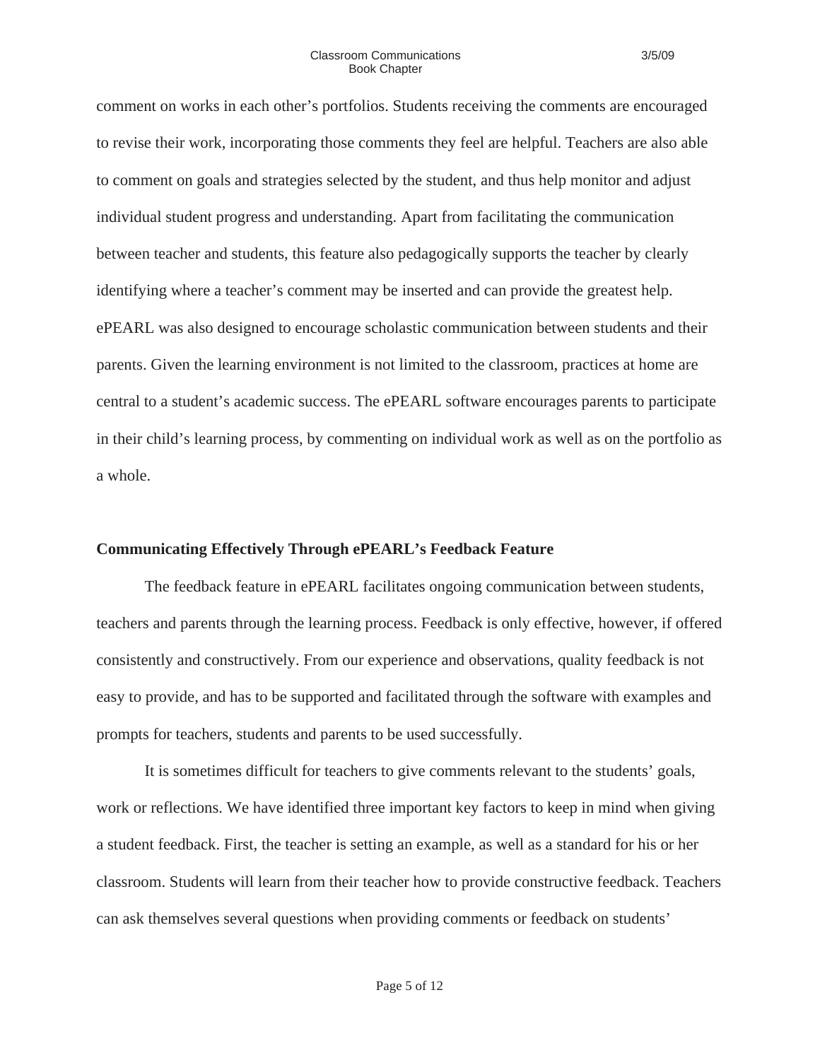comment on works in each other's portfolios. Students receiving the comments are encouraged to revise their work, incorporating those comments they feel are helpful. Teachers are also able to comment on goals and strategies selected by the student, and thus help monitor and adjust individual student progress and understanding. Apart from facilitating the communication between teacher and students, this feature also pedagogically supports the teacher by clearly identifying where a teacher's comment may be inserted and can provide the greatest help. ePEARL was also designed to encourage scholastic communication between students and their parents. Given the learning environment is not limited to the classroom, practices at home are central to a student's academic success. The ePEARL software encourages parents to participate in their child's learning process, by commenting on individual work as well as on the portfolio as a whole.

**Communicating Effectively Through ePEARL's Feedback Feature**

The feedback feature in ePEARL facilitates ongoing communication between students, teachers and parents through the learning process. Feedback is only effective, however, if offered consistently and constructively. From our experience and observations, quality feedback is not easy to provide, and has to be supported and facilitated through the software with examples and prompts for teachers, students and parents to be used successfully.

It is sometimes difficult for teachers to give comments relevant to the students' goals, work or reflections. We have identified three important key factors to keep in mind when giving a student feedback. First, the teacher is setting an example, as well as a standard for his or her classroom. Students will learn from their teacher how to provide constructive feedback. Teachers can ask themselves several questions when providing comments or feedback on students'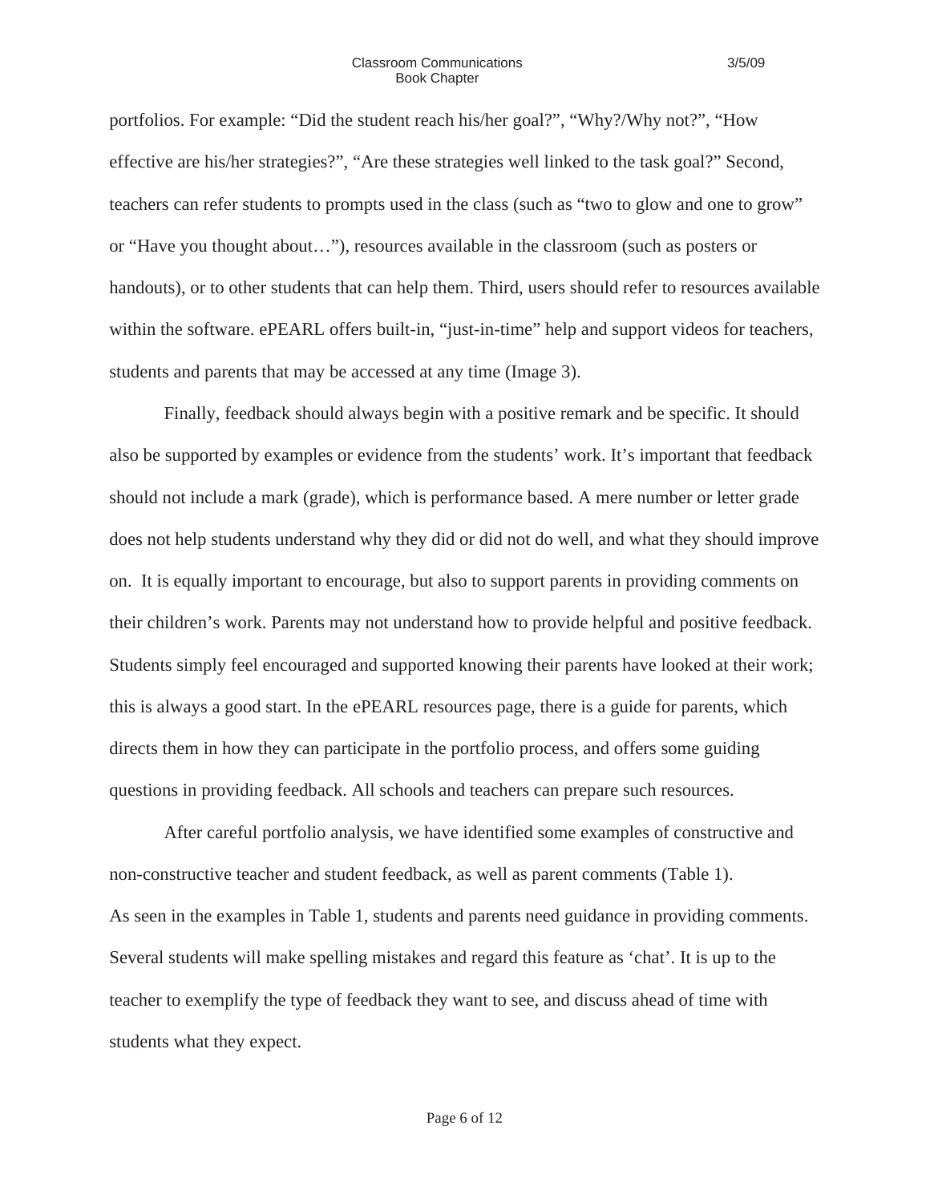portfolios. For example: “Did the student reach his/her goal?”, “Why?/Why not?”, “How effective are his/her strategies?”, “Are these strategies well linked to the task goal?” Second, teachers can refer students to prompts used in the class (such as “two to glow and one to grow” or “Have you thought about…”), resources available in the classroom (such as posters or handouts), or to other students that can help them. Third, users should refer to resources available within the software. ePEARL offers built-in, “just-in-time” help and support videos for teachers, students and parents that may be accessed at any time (Image 3).

Finally, feedback should always begin with a positive remark and be specific. It should also be supported by examples or evidence from the students’ work. It’s important that feedback should not include a mark (grade), which is performance based. A mere number or letter grade does not help students understand why they did or did not do well, and what they should improve on. It is equally important to encourage, but also to support parents in providing comments on their children’s work. Parents may not understand how to provide helpful and positive feedback. Students simply feel encouraged and supported knowing their parents have looked at their work; this is always a good start. In the ePEARL resources page, there is a guide for parents, which directs them in how they can participate in the portfolio process, and offers some guiding questions in providing feedback. All schools and teachers can prepare such resources.

After careful portfolio analysis, we have identified some examples of constructive and non-constructive teacher and student feedback, as well as parent comments (Table 1).
As seen in the examples in Table 1, students and parents need guidance in providing comments. Several students will make spelling mistakes and regard this feature as ‘chat’. It is up to the teacher to exemplify the type of feedback they want to see, and discuss ahead of time with students what they expect.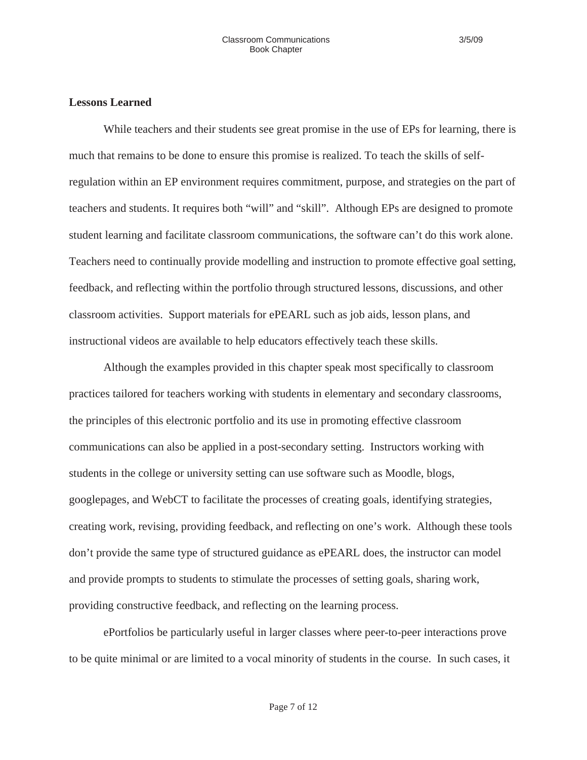**Lessons Learned**

While teachers and their students see great promise in the use of EPs for learning, there is much that remains to be done to ensure this promise is realized. To teach the skills of self-regulation within an EP environment requires commitment, purpose, and strategies on the part of teachers and students. It requires both "will" and "skill". Although EPs are designed to promote student learning and facilitate classroom communications, the software can't do this work alone. Teachers need to continually provide modelling and instruction to promote effective goal setting, feedback, and reflecting within the portfolio through structured lessons, discussions, and other classroom activities. Support materials for ePEARL such as job aids, lesson plans, and instructional videos are available to help educators effectively teach these skills.

Although the examples provided in this chapter speak most specifically to classroom practices tailored for teachers working with students in elementary and secondary classrooms, the principles of this electronic portfolio and its use in promoting effective classroom communications can also be applied in a post-secondary setting. Instructors working with students in the college or university setting can use software such as Moodle, blogs, googlepages, and WebCT to facilitate the processes of creating goals, identifying strategies, creating work, revising, providing feedback, and reflecting on one's work. Although these tools don't provide the same type of structured guidance as ePEARL does, the instructor can model and provide prompts to students to stimulate the processes of setting goals, sharing work, providing constructive feedback, and reflecting on the learning process.

ePortfolios be particularly useful in larger classes where peer-to-peer interactions prove to be quite minimal or are limited to a vocal minority of students in the course. In such cases, it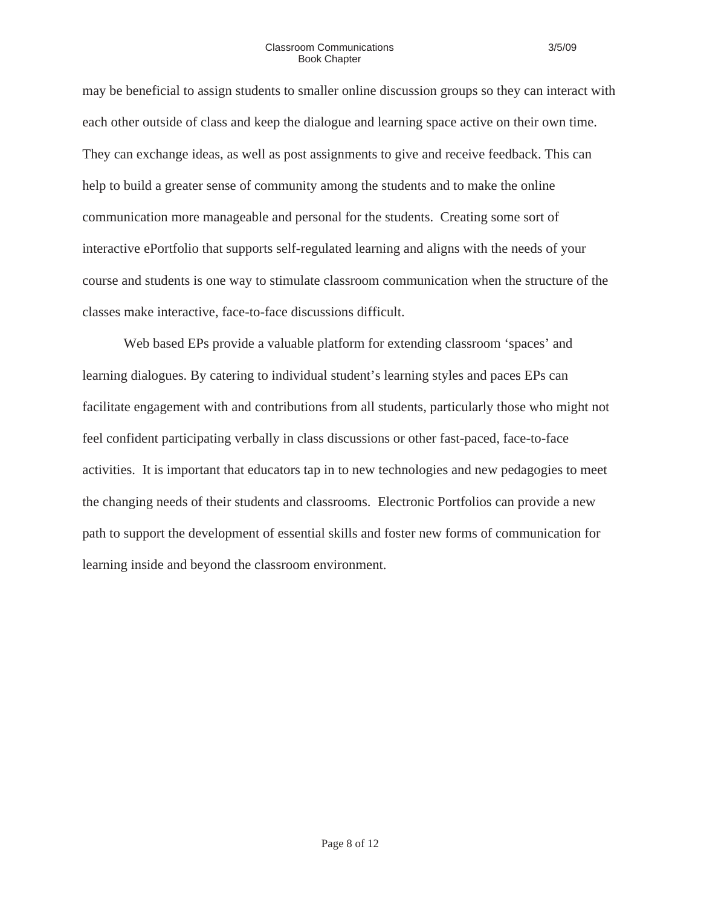may be beneficial to assign students to smaller online discussion groups so they can interact with each other outside of class and keep the dialogue and learning space active on their own time. They can exchange ideas, as well as post assignments to give and receive feedback. This can help to build a greater sense of community among the students and to make the online communication more manageable and personal for the students.  Creating some sort of interactive ePortfolio that supports self-regulated learning and aligns with the needs of your course and students is one way to stimulate classroom communication when the structure of the classes make interactive, face-to-face discussions difficult.

Web based EPs provide a valuable platform for extending classroom 'spaces' and learning dialogues. By catering to individual student's learning styles and paces EPs can facilitate engagement with and contributions from all students, particularly those who might not feel confident participating verbally in class discussions or other fast-paced, face-to-face activities.  It is important that educators tap in to new technologies and new pedagogies to meet the changing needs of their students and classrooms.  Electronic Portfolios can provide a new path to support the development of essential skills and foster new forms of communication for learning inside and beyond the classroom environment.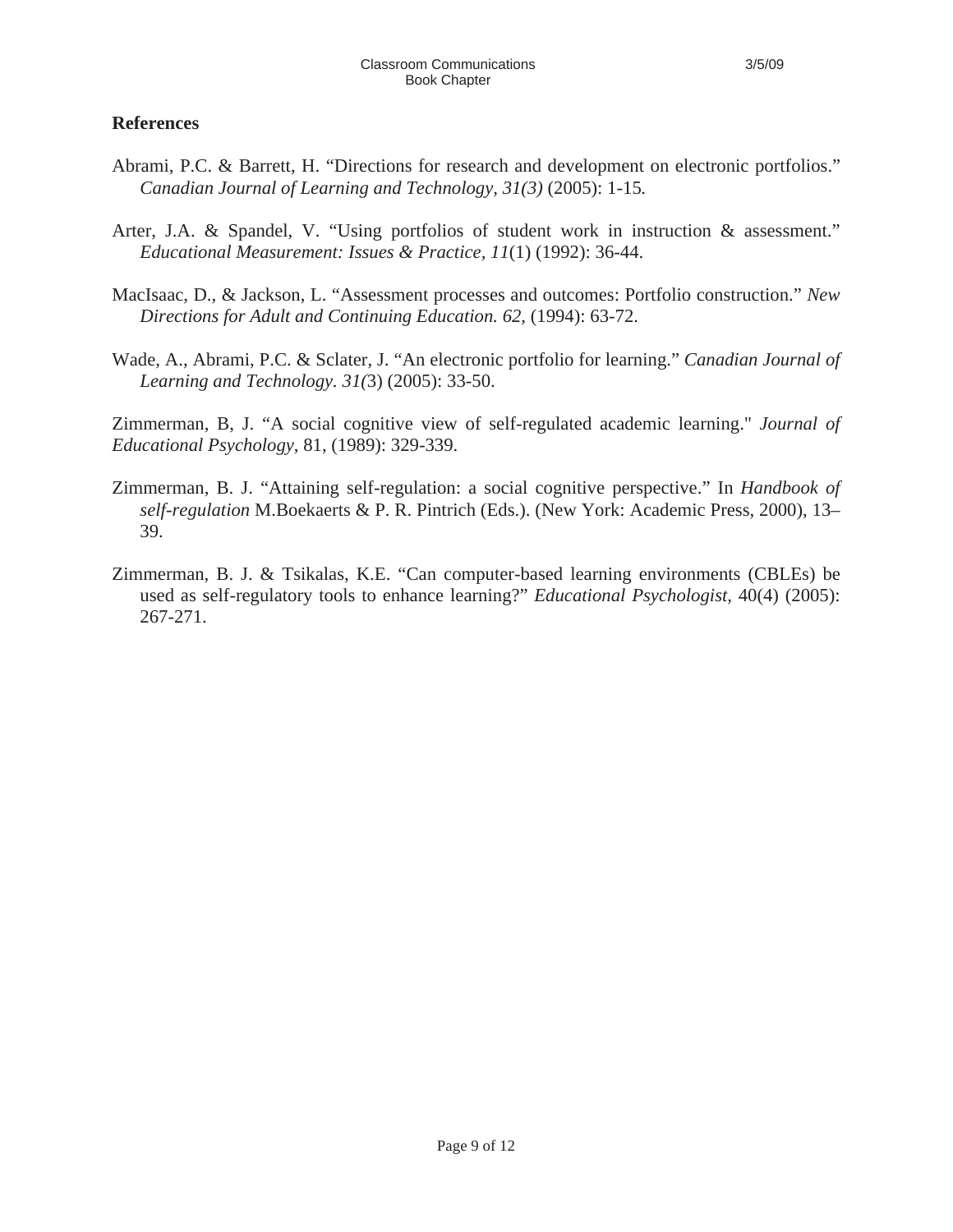**References**

Abrami, P.C. & Barrett, H. "Directions for research and development on electronic portfolios." *Canadian Journal of Learning and Technology, 31(3)* (2005): 1-15*.*

Arter, J.A. & Spandel, V. "Using portfolios of student work in instruction & assessment." *Educational Measurement: Issues & Practice, 11*(1) (1992): 36-44.

MacIsaac, D., & Jackson, L. "Assessment processes and outcomes: Portfolio construction." *New Directions for Adult and Continuing Education. 62,* (1994): 63-72.

Wade, A., Abrami, P.C. & Sclater, J. "An electronic portfolio for learning." *Canadian Journal of Learning and Technology*. *31(*3) (2005): 33-50.

Zimmerman, B, J. "A social cognitive view of self-regulated academic learning." *Journal of Educational Psychology*, 81, (1989): 329-339.

Zimmerman, B. J. "Attaining self-regulation: a social cognitive perspective." In *Handbook of self-regulation* M.Boekaerts & P. R. Pintrich (Eds.). (New York: Academic Press, 2000), 13–39.

Zimmerman, B. J. & Tsikalas, K.E. "Can computer-based learning environments (CBLEs) be used as self-regulatory tools to enhance learning?" *Educational Psychologist*, 40(4) (2005): 267-271.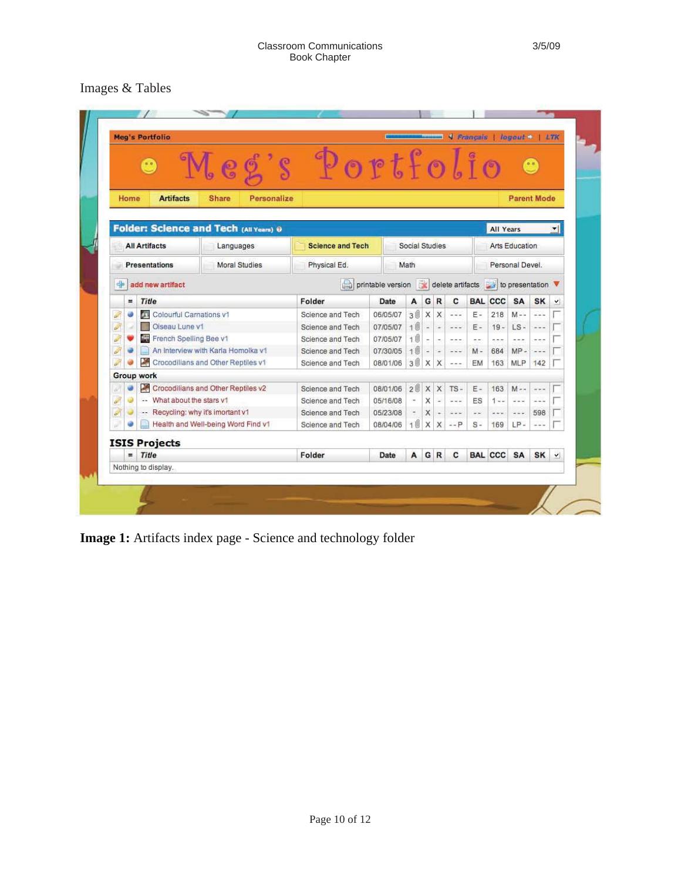Images & Tables

**Image 1:** Artifacts index page - Science and technology folder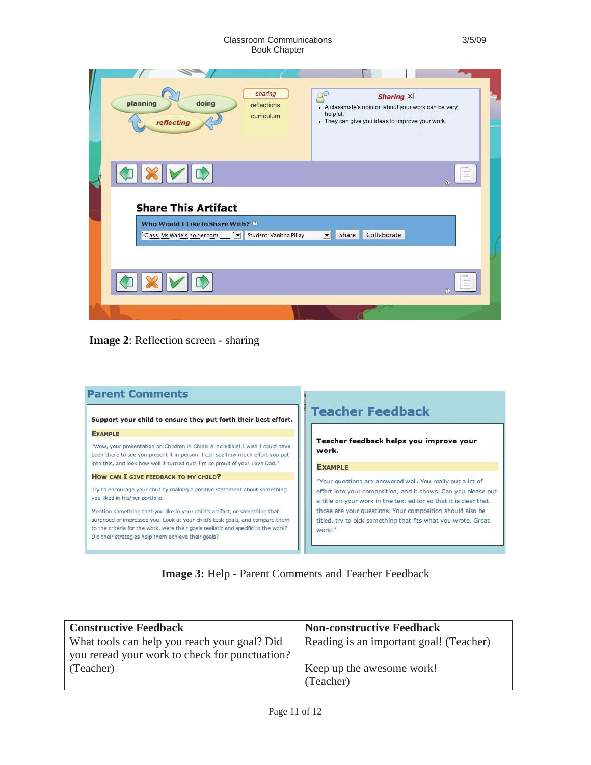**Image 2**: Reflection screen - sharing

**Image 3:** Help - Parent Comments and Teacher Feedback

| Constructive Feedback | Non-constructive Feedback |
|---|---|
| What tools can help you reach your goal? Did you reread your work to check for punctuation? (Teacher) | Reading is an important goal! (Teacher)<br><br>Keep up the awesome work! (Teacher) |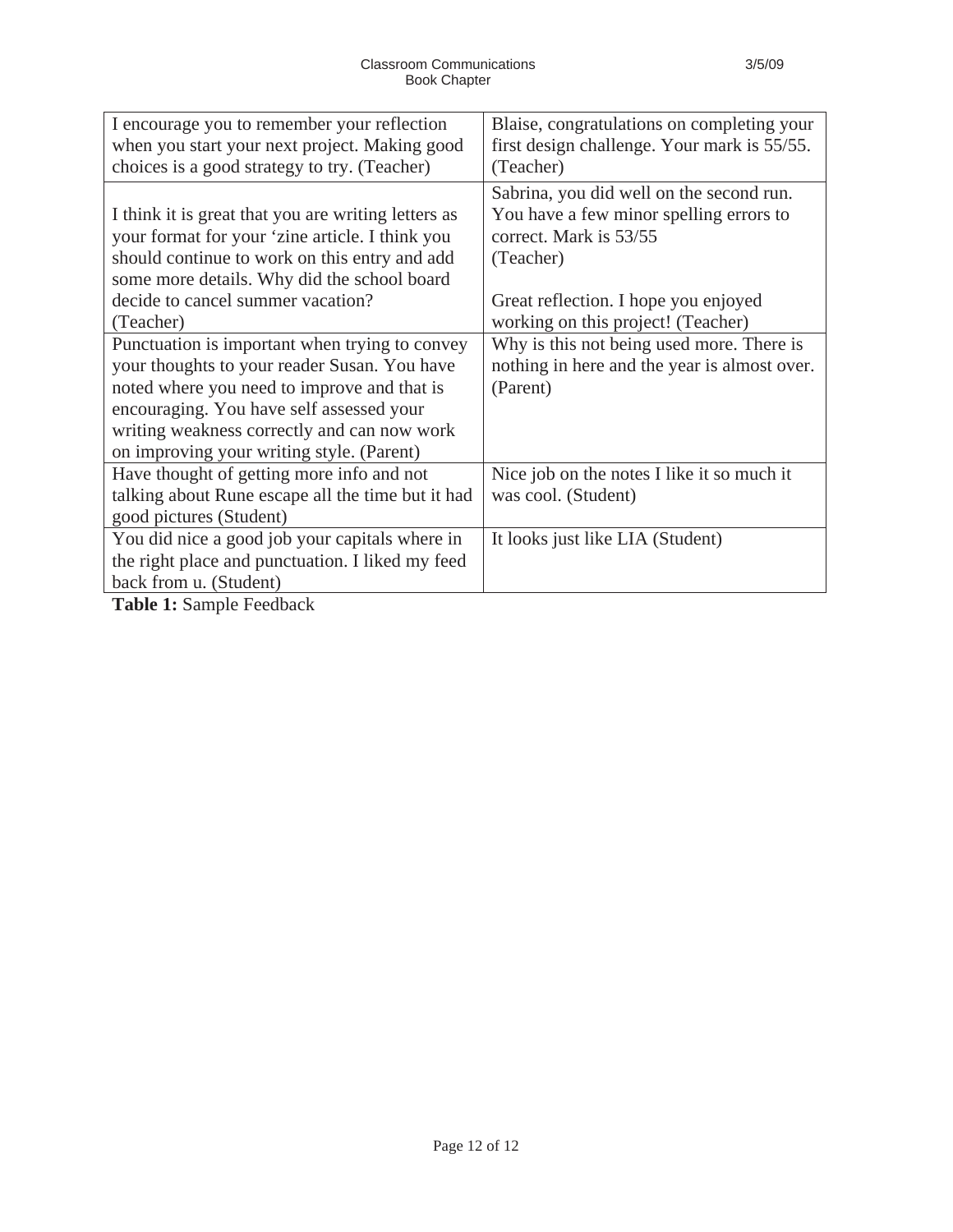| | |
|---|---|
| I encourage you to remember your reflection when you start your next project. Making good choices is a good strategy to try. (Teacher) | Blaise, congratulations on completing your first design challenge. Your mark is 55/55. (Teacher) |
| I think it is great that you are writing letters as your format for your 'zine article. I think you should continue to work on this entry and add some more details. Why did the school board decide to cancel summer vacation? (Teacher) | Sabrina, you did well on the second run. You have a few minor spelling errors to correct. Mark is 53/55 (Teacher)<br><br>Great reflection. I hope you enjoyed working on this project! (Teacher) |
| Punctuation is important when trying to convey your thoughts to your reader Susan. You have noted where you need to improve and that is encouraging. You have self assessed your writing weakness correctly and can now work on improving your writing style. (Parent) | Why is this not being used more. There is nothing in here and the year is almost over. (Parent) |
| Have thought of getting more info and not talking about Rune escape all the time but it had good pictures (Student) | Nice job on the notes I like it so much it was cool. (Student) |
| You did nice a good job your capitals where in the right place and punctuation. I liked my feed back from u. (Student) | It looks just like LIA (Student) |

**Table 1:** Sample Feedback